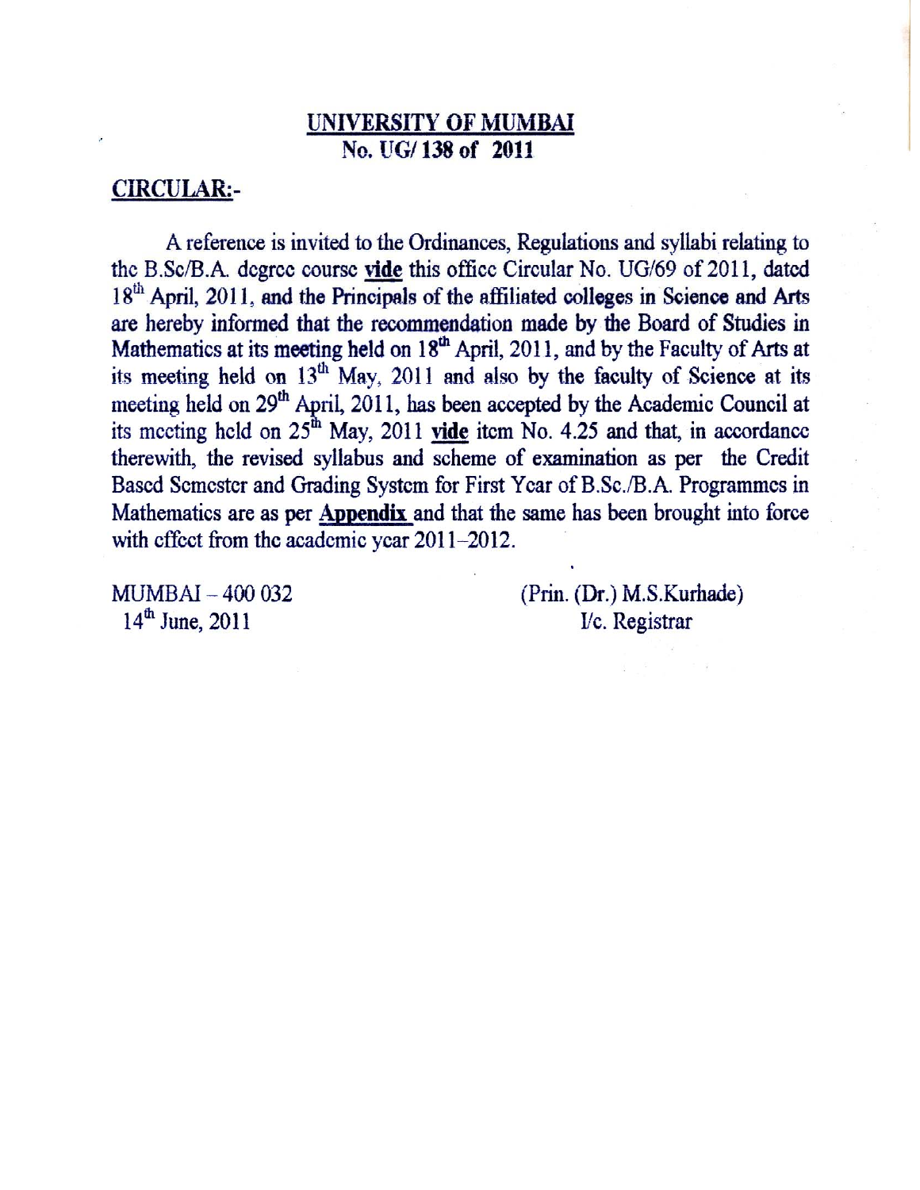# **UNIVERSITY OF MUMBAI**
## **No. UG/ 138 of 2011**

**CIRCULAR:-**

A reference is invited to the Ordinances, Regulations and syllabi relating to the B.Sc/B.A. degree course **vide** this office Circular No. UG/69 of 2011, dated 18th April, 2011, and the Principals of the affiliated colleges in Science and Arts are hereby informed that the recommendation made by the Board of Studies in Mathematics at its meeting held on 18th April, 2011, and by the Faculty of Arts at its meeting held on 13th May, 2011 and also by the faculty of Science at its meeting held on 29th April, 2011, has been accepted by the Academic Council at its meeting held on 25th May, 2011 **vide** item No. 4.25 and that, in accordance therewith, the revised syllabus and scheme of examination as per the Credit Based Semester and Grading System for First Year of B.Sc./B.A. Programmes in Mathematics are as per **Appendix** and that the same has been brought into force with effect from the academic year 2011–2012.

MUMBAI – 400 032
14th June, 2011

(Prin. (Dr.) M.S.Kurhade)
I/c. Registrar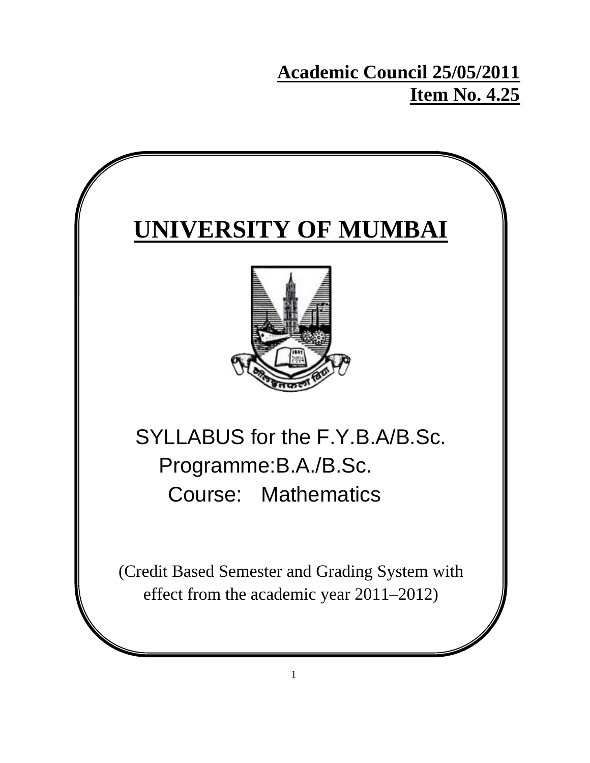**Academic Council 25/05/2011**
**Item No. 4.25**

# UNIVERSITY OF MUMBAI

SYLLABUS for the F.Y.B.A/B.Sc.
Programme:B.A./B.Sc.
Course: Mathematics

(Credit Based Semester and Grading System with effect from the academic year 2011–2012)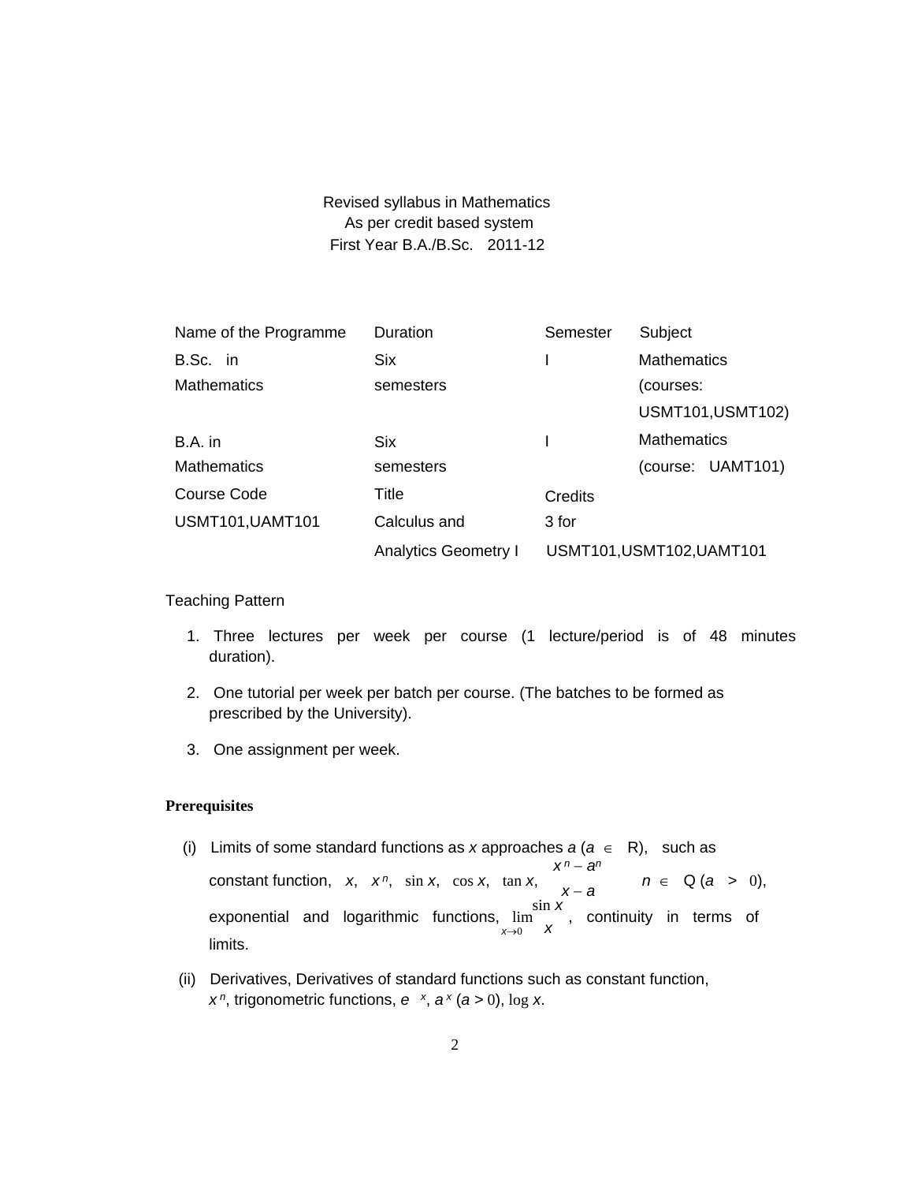Revised syllabus in Mathematics
As per credit based system
First Year B.A./B.Sc. 2011-12

| Name of the Programme | Duration | Semester | Subject |
|---|---|---|---|
| B.Sc. in Mathematics | Six semesters | I | Mathematics (courses: USMT101,USMT102) |
| B.A. in Mathematics | Six semesters | I | Mathematics (course: UAMT101) |
| Course Code | Title | Credits | |
| USMT101,UAMT101 | Calculus and Analytics Geometry I | 3 for USMT101,USMT102,UAMT101 | |

Teaching Pattern

1. Three lectures per week per course (1 lecture/period is of 48 minutes duration).
2. One tutorial per week per batch per course. (The batches to be formed as prescribed by the University).
3. One assignment per week.

**Prerequisites**

(i) Limits of some standard functions as $x$ approaches $a$ ($a \in$ R), such as constant function, $x$, $x^n$, $\sin x$, $\cos x$, $\tan x$, $\frac{x^n - a^n}{x - a}$ $n \in$ Q ($a > 0$), exponential and logarithmic functions, $\lim_{x \to 0} \frac{\sin x}{x}$, continuity in terms of limits.

(ii) Derivatives, Derivatives of standard functions such as constant function, $x^n$, trigonometric functions, $e^x$, $a^x$ ($a > 0$), $\log x$.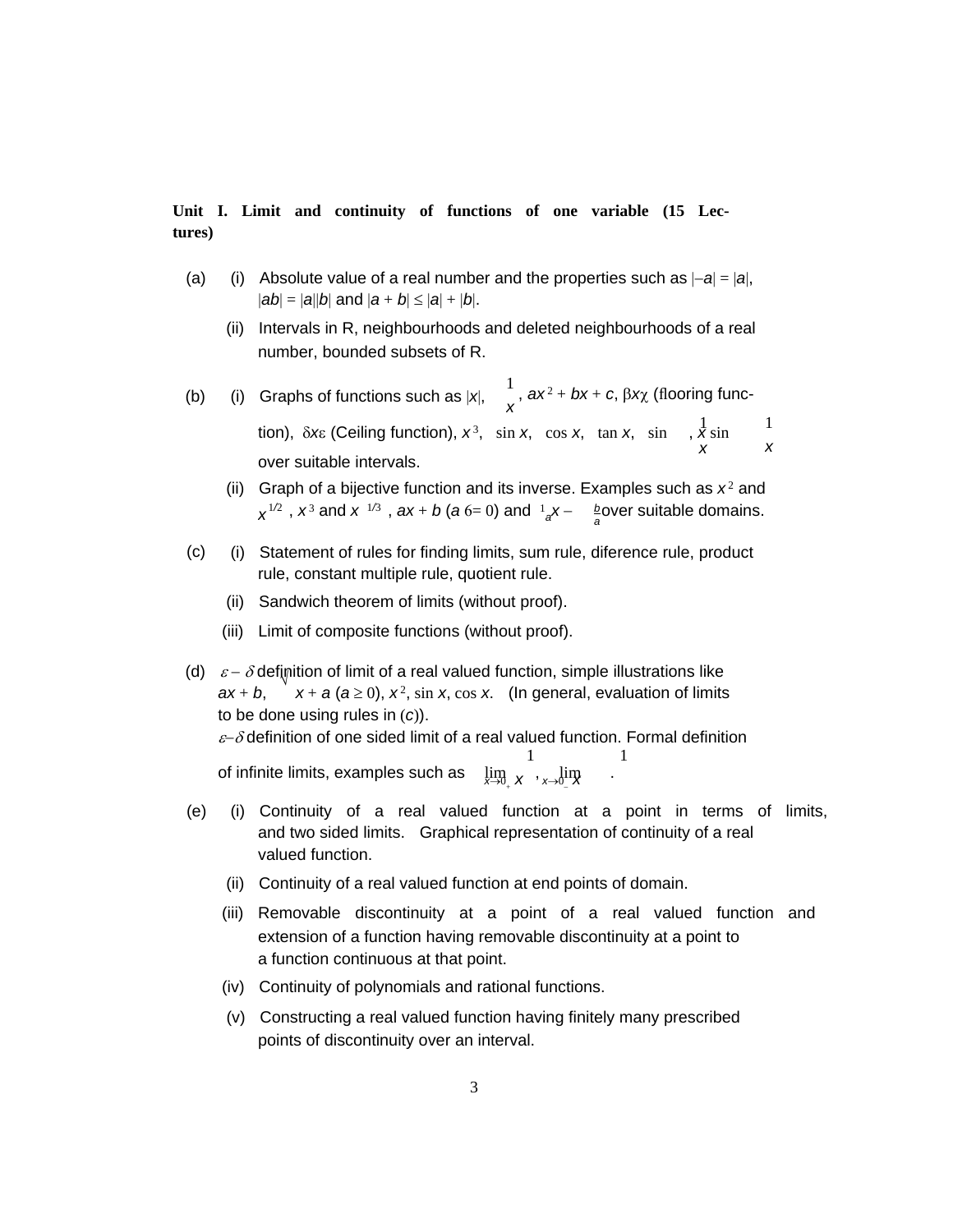**Unit I. Limit and continuity of functions of one variable (15 Lectures)**

(a) (i) Absolute value of a real number and the properties such as $|-a| = |a|$, $|ab| = |a||b|$ and $|a + b| \leq |a| + |b|$.

(ii) Intervals in R, neighbourhoods and deleted neighbourhoods of a real number, bounded subsets of R.

(b) (i) Graphs of functions such as $|x|$, $\frac{1}{x}$, $ax^2 + bx + c$, $\lfloor x \rfloor$ (flooring function), $\lceil x \rceil$ (Ceiling function), $x^3$, $\sin x$, $\cos x$, $\tan x$, $\sin \frac{1}{x}$, $x \sin \frac{1}{x}$ over suitable intervals.

(ii) Graph of a bijective function and its inverse. Examples such as $x^2$ and $x^{1/2}$, $x^3$ and $x^{1/3}$, $ax + b$ $(a \neq 0)$ and $\frac{1}{a}x - \frac{b}{a}$ over suitable domains.

(c) (i) Statement of rules for finding limits, sum rule, diference rule, product rule, constant multiple rule, quotient rule.

(ii) Sandwich theorem of limits (without proof).

(iii) Limit of composite functions (without proof).

(d) $\varepsilon - \delta$ definition of limit of a real valued function, simple illustrations like $ax + b$, $\sqrt{x + a}$ $(a \geq 0)$, $x^2$, $\sin x$, $\cos x$. (In general, evaluation of limits to be done using rules in (*c*)).
$\varepsilon$–$\delta$ definition of one sided limit of a real valued function. Formal definition of infinite limits, examples such as $\lim_{x \to 0^+} \frac{1}{x}$, $\lim_{x \to 0^-} \frac{1}{x}$.

(e) (i) Continuity of a real valued function at a point in terms of limits, and two sided limits. Graphical representation of continuity of a real valued function.

(ii) Continuity of a real valued function at end points of domain.

(iii) Removable discontinuity at a point of a real valued function and extension of a function having removable discontinuity at a point to a function continuous at that point.

(iv) Continuity of polynomials and rational functions.

(v) Constructing a real valued function having finitely many prescribed points of discontinuity over an interval.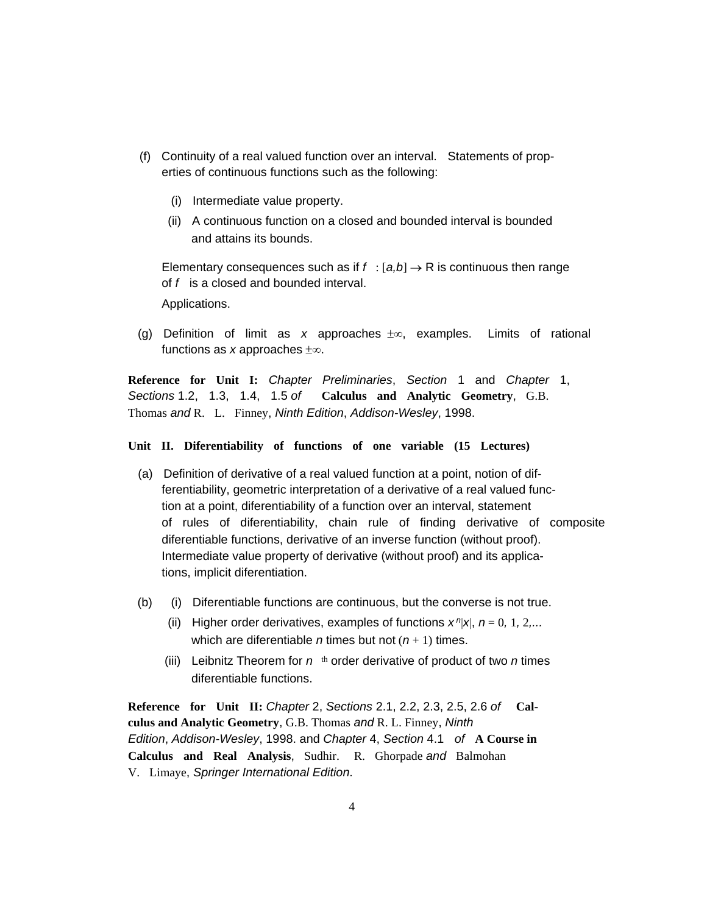(f) Continuity of a real valued function over an interval. Statements of properties of continuous functions such as the following:

  (i) Intermediate value property.

  (ii) A continuous function on a closed and bounded interval is bounded and attains its bounds.

  Elementary consequences such as if $f : [a,b] \to \mathbb{R}$ is continuous then range of $f$ is a closed and bounded interval.

  Applications.

(g) Definition of limit as $x$ approaches $\pm\infty$, examples. Limits of rational functions as $x$ approaches $\pm\infty$.

**Reference for Unit I:** *Chapter Preliminaries*, *Section* 1 and *Chapter* 1, *Sections* 1.2, 1.3, 1.4, 1.5 *of* **Calculus and Analytic Geometry**, G.B. Thomas *and* R. L. Finney, *Ninth Edition*, *Addison-Wesley*, 1998.

**Unit II. Diferentiability of functions of one variable (15 Lectures)**

(a) Definition of derivative of a real valued function at a point, notion of differentiability, geometric interpretation of a derivative of a real valued function at a point, diferentiability of a function over an interval, statement of rules of diferentiability, chain rule of finding derivative of composite diferentiable functions, derivative of an inverse function (without proof). Intermediate value property of derivative (without proof) and its applications, implicit diferentiation.

(b) (i) Diferentiable functions are continuous, but the converse is not true.

  (ii) Higher order derivatives, examples of functions $x^n|x|$, $n = 0, 1, 2, \ldots$ which are diferentiable $n$ times but not $(n+1)$ times.

  (iii) Leibnitz Theorem for $n$ th order derivative of product of two $n$ times diferentiable functions.

**Reference for Unit II:** *Chapter* 2, *Sections* 2.1, 2.2, 2.3, 2.5, 2.6 *of* **Calculus and Analytic Geometry**, G.B. Thomas *and* R. L. Finney, *Ninth Edition*, *Addison-Wesley*, 1998. and *Chapter* 4, *Section* 4.1 *of* **A Course in Calculus and Real Analysis**, Sudhir. R. Ghorpade *and* Balmohan V. Limaye, *Springer International Edition*.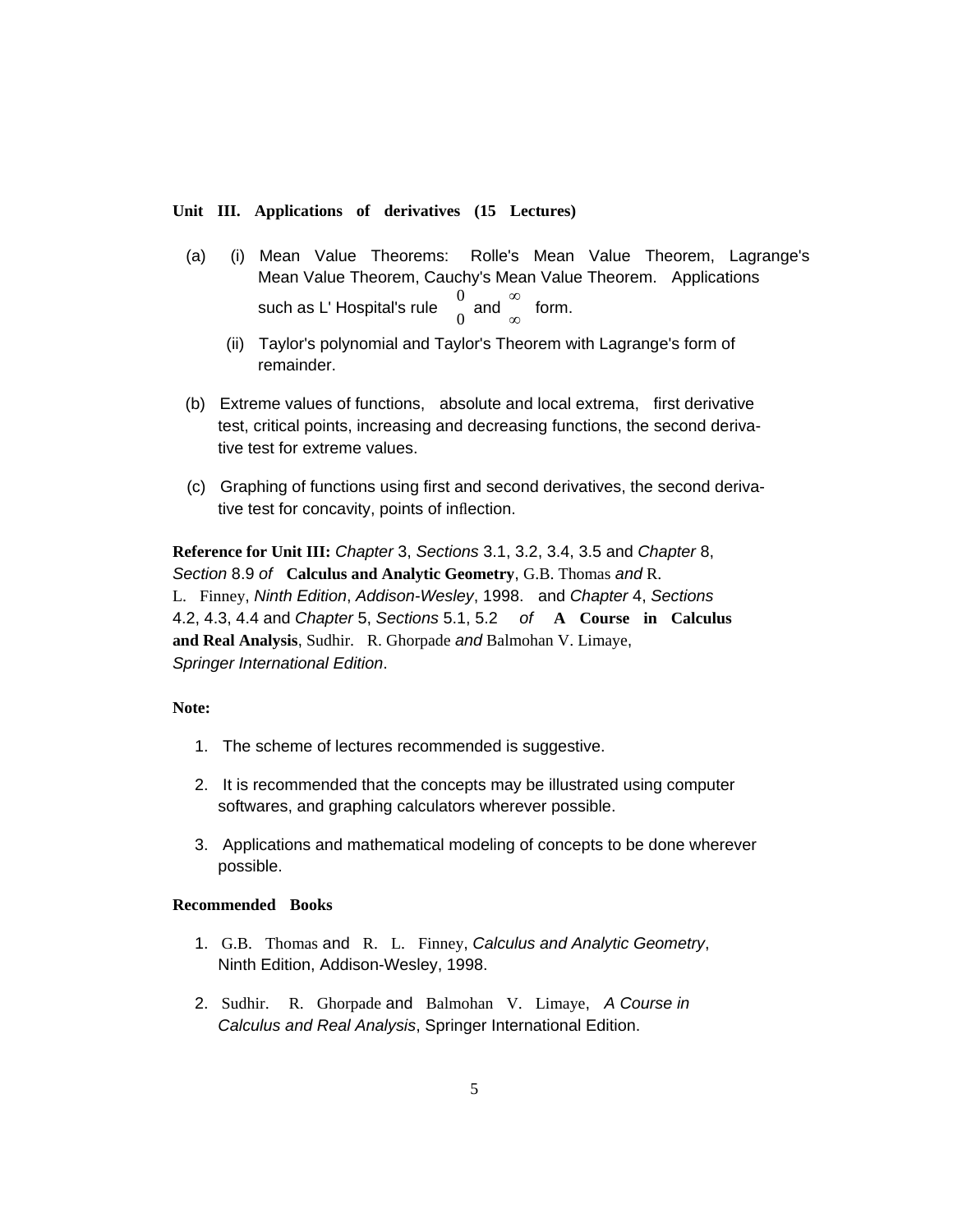**Unit III. Applications of derivatives (15 Lectures)**

(a) (i) Mean Value Theorems: Rolle's Mean Value Theorem, Lagrange's Mean Value Theorem, Cauchy's Mean Value Theorem. Applications such as L' Hospital's rule $\frac{0}{0}$ and $\frac{\infty}{\infty}$ form.

(ii) Taylor's polynomial and Taylor's Theorem with Lagrange's form of remainder.

(b) Extreme values of functions, absolute and local extrema, first derivative test, critical points, increasing and decreasing functions, the second derivative test for extreme values.

(c) Graphing of functions using first and second derivatives, the second derivative test for concavity, points of inflection.

**Reference for Unit III:** *Chapter* 3, *Sections* 3.1, 3.2, 3.4, 3.5 and *Chapter* 8, *Section* 8.9 *of* **Calculus and Analytic Geometry**, G.B. Thomas *and* R. L. Finney, *Ninth Edition*, *Addison-Wesley*, 1998. and *Chapter* 4, *Sections* 4.2, 4.3, 4.4 and *Chapter* 5, *Sections* 5.1, 5.2 *of* **A Course in Calculus and Real Analysis**, Sudhir. R. Ghorpade *and* Balmohan V. Limaye, *Springer International Edition*.

**Note:**

1. The scheme of lectures recommended is suggestive.
2. It is recommended that the concepts may be illustrated using computer softwares, and graphing calculators wherever possible.
3. Applications and mathematical modeling of concepts to be done wherever possible.

**Recommended Books**

1. G.B. Thomas and R. L. Finney, *Calculus and Analytic Geometry*, Ninth Edition, Addison-Wesley, 1998.
2. Sudhir. R. Ghorpade and Balmohan V. Limaye, *A Course in Calculus and Real Analysis*, Springer International Edition.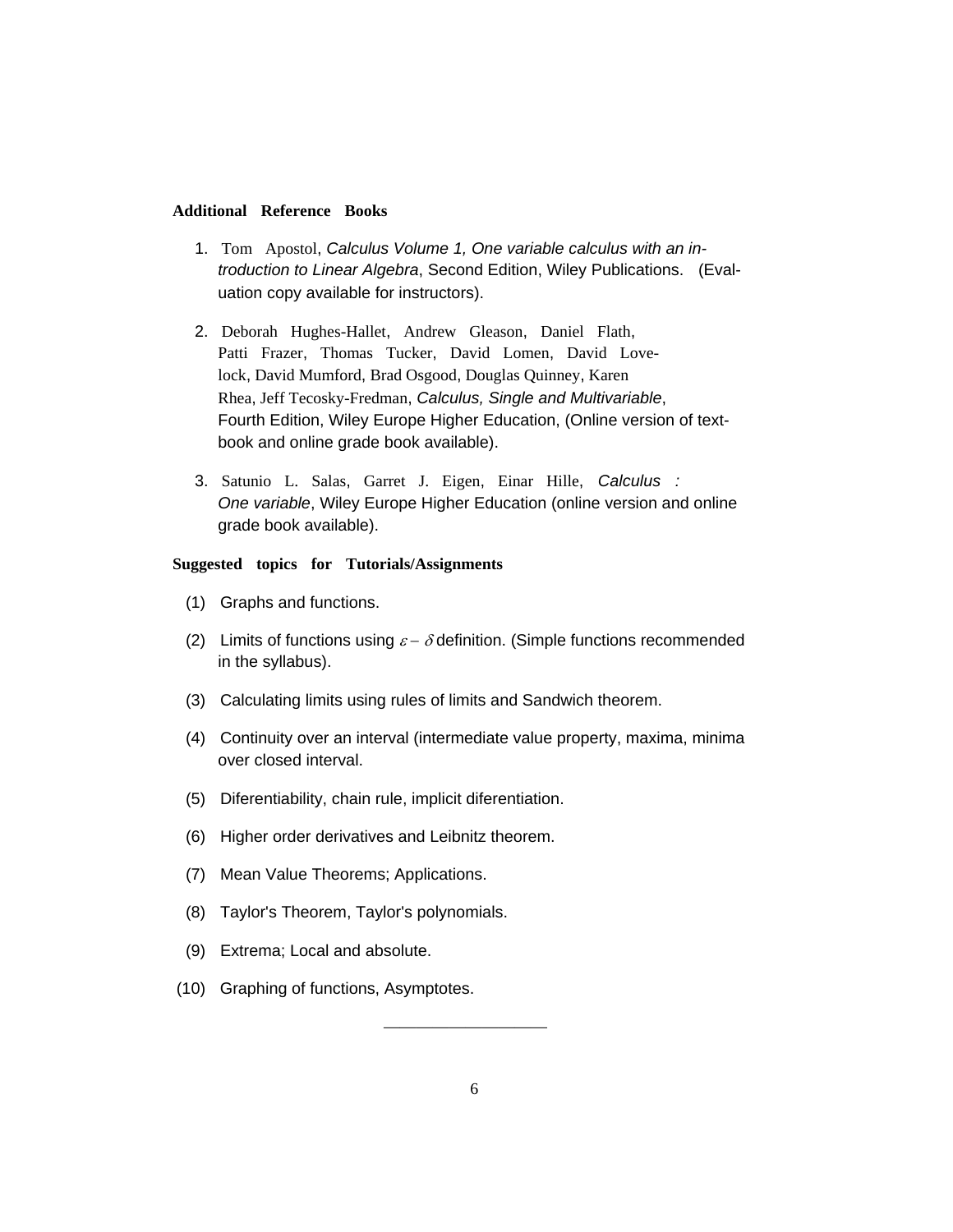**Additional Reference Books**

1. Tom Apostol, *Calculus Volume 1, One variable calculus with an introduction to Linear Algebra*, Second Edition, Wiley Publications. (Evaluation copy available for instructors).

2. Deborah Hughes-Hallet, Andrew Gleason, Daniel Flath, Patti Frazer, Thomas Tucker, David Lomen, David Lovelock, David Mumford, Brad Osgood, Douglas Quinney, Karen Rhea, Jeff Tecosky-Fredman, *Calculus, Single and Multivariable*, Fourth Edition, Wiley Europe Higher Education, (Online version of textbook and online grade book available).

3. Satunio L. Salas, Garret J. Eigen, Einar Hille, *Calculus : One variable*, Wiley Europe Higher Education (online version and online grade book available).

**Suggested topics for Tutorials/Assignments**

(1) Graphs and functions.

(2) Limits of functions using $\varepsilon - \delta$ definition. (Simple functions recommended in the syllabus).

(3) Calculating limits using rules of limits and Sandwich theorem.

(4) Continuity over an interval (intermediate value property, maxima, minima over closed interval.

(5) Diferentiability, chain rule, implicit diferentiation.

(6) Higher order derivatives and Leibnitz theorem.

(7) Mean Value Theorems; Applications.

(8) Taylor's Theorem, Taylor's polynomials.

(9) Extrema; Local and absolute.

(10) Graphing of functions, Asymptotes.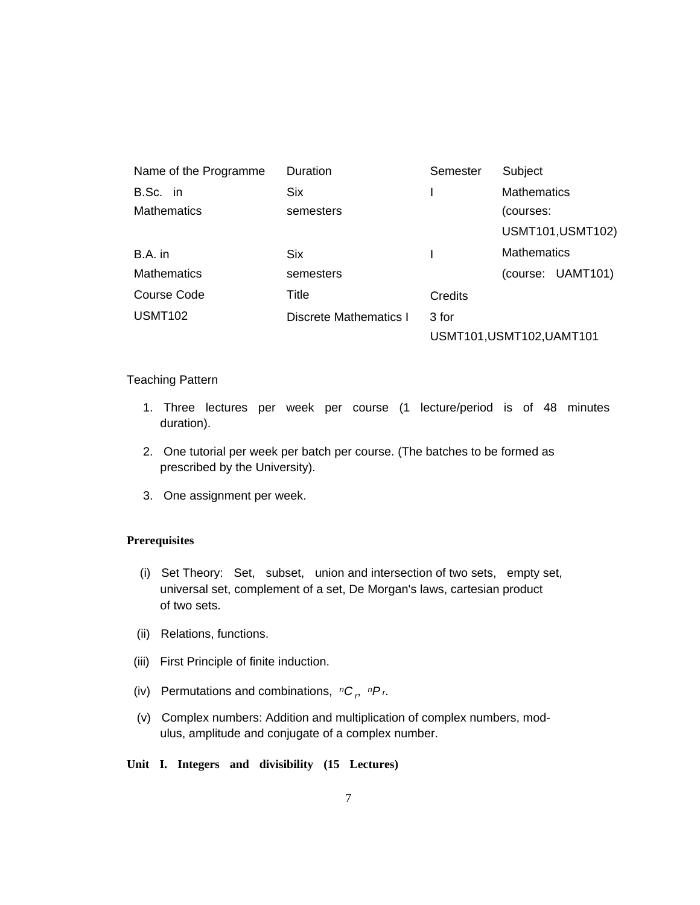| Name of the Programme | Duration | Semester | Subject |
| --- | --- | --- | --- |
| B.Sc. in Mathematics | Six semesters | I | Mathematics (courses: USMT101,USMT102) |
| B.A. in Mathematics | Six semesters | I | Mathematics (course: UAMT101) |
| Course Code | Title | Credits | |
| USMT102 | Discrete Mathematics I | 3 for USMT101,USMT102,UAMT101 | |

Teaching Pattern

1. Three lectures per week per course (1 lecture/period is of 48 minutes duration).
2. One tutorial per week per batch per course. (The batches to be formed as prescribed by the University).
3. One assignment per week.

**Prerequisites**

(i) Set Theory: Set, subset, union and intersection of two sets, empty set, universal set, complement of a set, De Morgan's laws, cartesian product of two sets.

(ii) Relations, functions.

(iii) First Principle of finite induction.

(iv) Permutations and combinations, ${}^{n}C_{r}$, ${}^{n}P_{r}$.

(v) Complex numbers: Addition and multiplication of complex numbers, modulus, amplitude and conjugate of a complex number.

**Unit I. Integers and divisibility (15 Lectures)**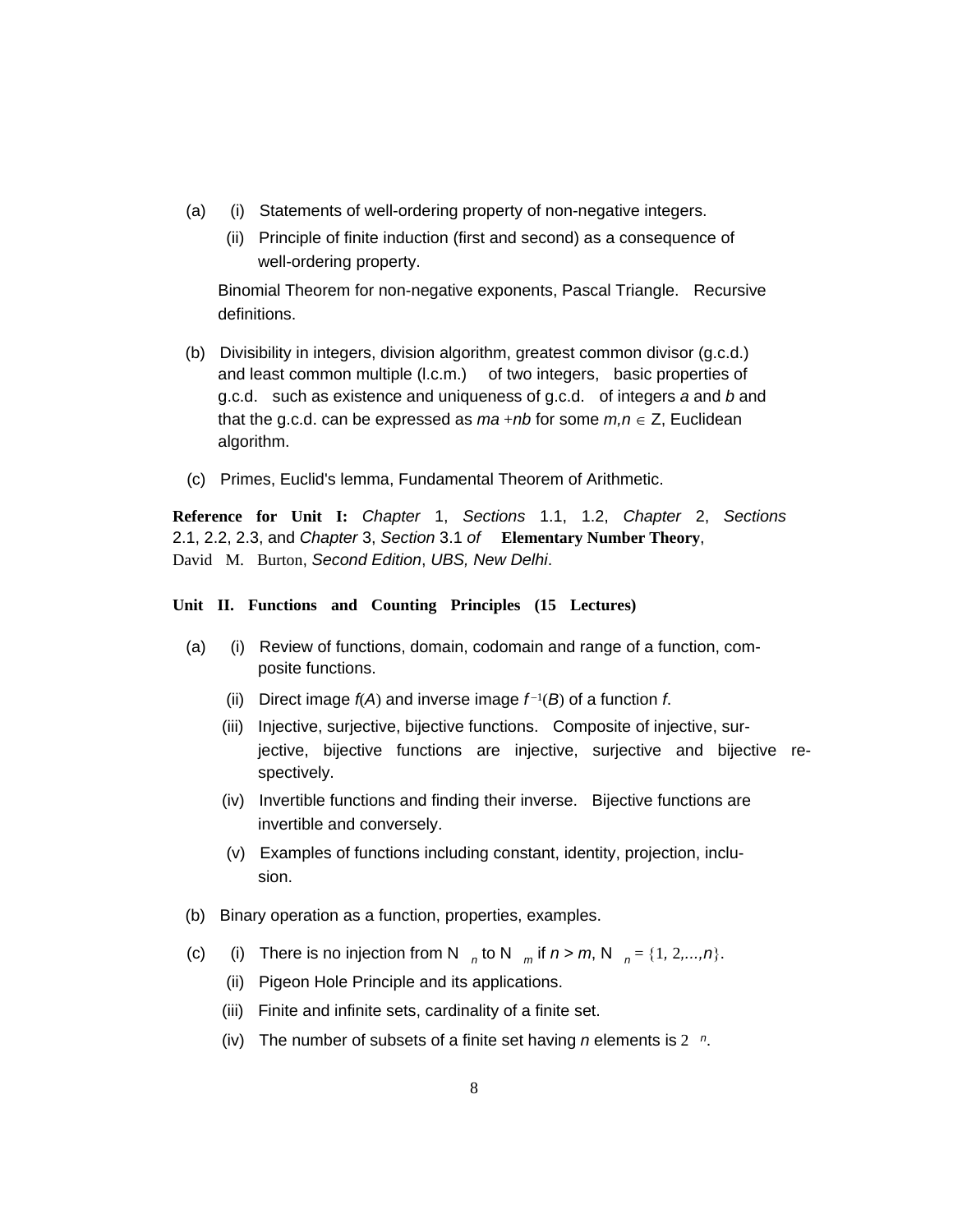(a) (i) Statements of well-ordering property of non-negative integers.

(ii) Principle of finite induction (first and second) as a consequence of well-ordering property.

Binomial Theorem for non-negative exponents, Pascal Triangle. Recursive definitions.

(b) Divisibility in integers, division algorithm, greatest common divisor (g.c.d.) and least common multiple (l.c.m.) of two integers, basic properties of g.c.d. such as existence and uniqueness of g.c.d. of integers $a$ and $b$ and that the g.c.d. can be expressed as $ma + nb$ for some $m,n \in$ Z, Euclidean algorithm.

(c) Primes, Euclid's lemma, Fundamental Theorem of Arithmetic.

**Reference for Unit I:** *Chapter* 1, *Sections* 1.1, 1.2, *Chapter* 2, *Sections* 2.1, 2.2, 2.3, and *Chapter* 3, *Section* 3.1 *of* **Elementary Number Theory**, David M. Burton, *Second Edition*, *UBS, New Delhi*.

**Unit II. Functions and Counting Principles (15 Lectures)**

(a) (i) Review of functions, domain, codomain and range of a function, composite functions.

(ii) Direct image $f(A)$ and inverse image $f^{-1}(B)$ of a function $f$.

(iii) Injective, surjective, bijective functions. Composite of injective, surjective, bijective functions are injective, surjective and bijective respectively.

(iv) Invertible functions and finding their inverse. Bijective functions are invertible and conversely.

(v) Examples of functions including constant, identity, projection, inclusion.

(b) Binary operation as a function, properties, examples.

(c) (i) There is no injection from $\mathbb{N}_n$ to $\mathbb{N}_m$ if $n > m$, $\mathbb{N}_n = \{1, 2, ..., n\}$.

(ii) Pigeon Hole Principle and its applications.

(iii) Finite and infinite sets, cardinality of a finite set.

(iv) The number of subsets of a finite set having $n$ elements is $2^n$.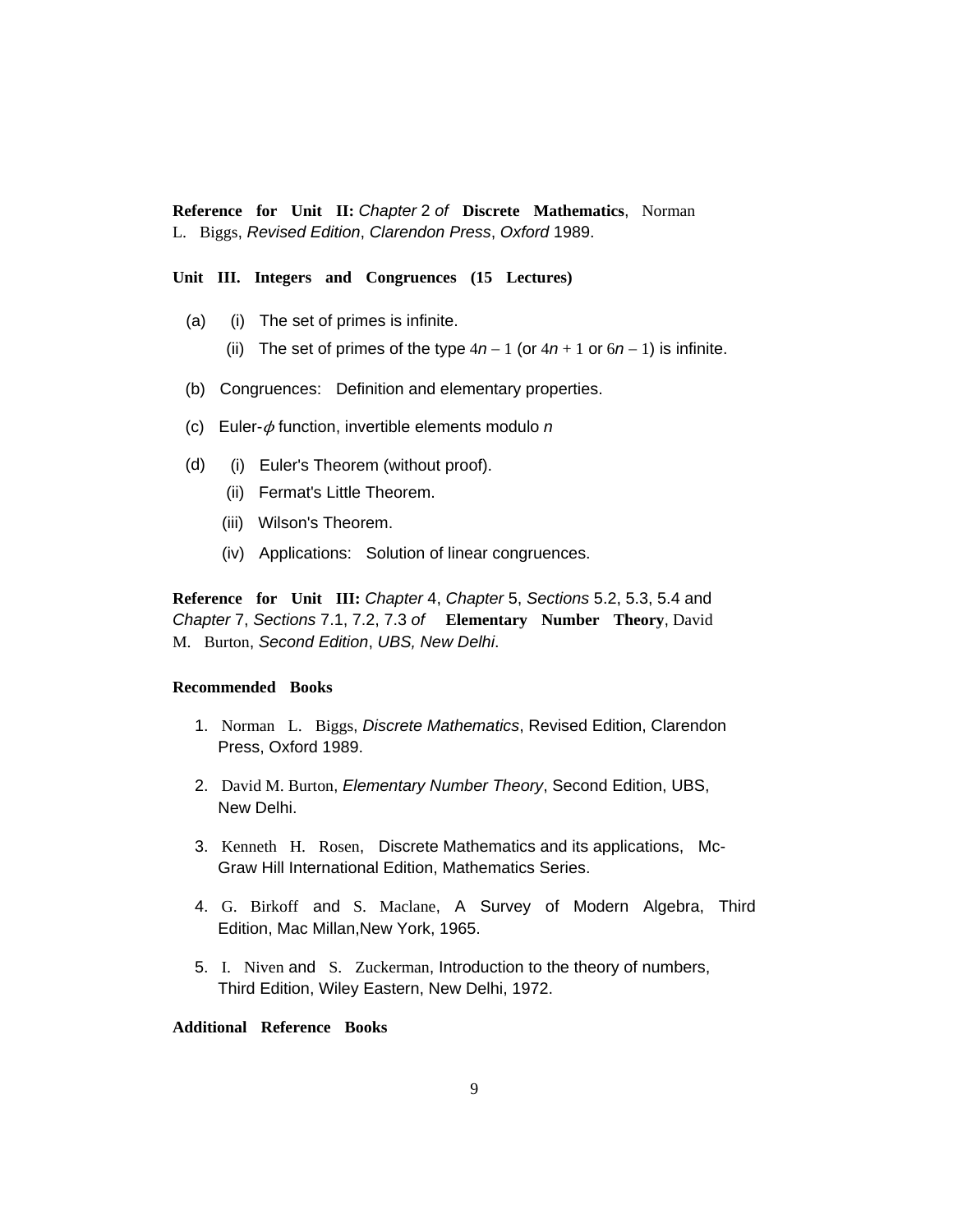**Reference for Unit II:** *Chapter* 2 *of* **Discrete Mathematics**, Norman L. Biggs, *Revised Edition*, *Clarendon Press*, *Oxford* 1989.

**Unit III. Integers and Congruences (15 Lectures)**

(a) (i) The set of primes is infinite.

(ii) The set of primes of the type $4n - 1$ (or $4n + 1$ or $6n - 1$) is infinite.

(b) Congruences: Definition and elementary properties.

(c) Euler-$\phi$ function, invertible elements modulo $n$

(d) (i) Euler's Theorem (without proof).

(ii) Fermat's Little Theorem.

(iii) Wilson's Theorem.

(iv) Applications: Solution of linear congruences.

**Reference for Unit III:** *Chapter* 4, *Chapter* 5, *Sections* 5.2, 5.3, 5.4 and *Chapter* 7, *Sections* 7.1, 7.2, 7.3 *of* **Elementary Number Theory**, David M. Burton, *Second Edition*, *UBS, New Delhi*.

**Recommended Books**

1. Norman L. Biggs, *Discrete Mathematics*, Revised Edition, Clarendon Press, Oxford 1989.
2. David M. Burton, *Elementary Number Theory*, Second Edition, UBS, New Delhi.
3. Kenneth H. Rosen, Discrete Mathematics and its applications, Mc-Graw Hill International Edition, Mathematics Series.
4. G. Birkoff and S. Maclane, A Survey of Modern Algebra, Third Edition, Mac Millan,New York, 1965.
5. I. Niven and S. Zuckerman, Introduction to the theory of numbers, Third Edition, Wiley Eastern, New Delhi, 1972.

**Additional Reference Books**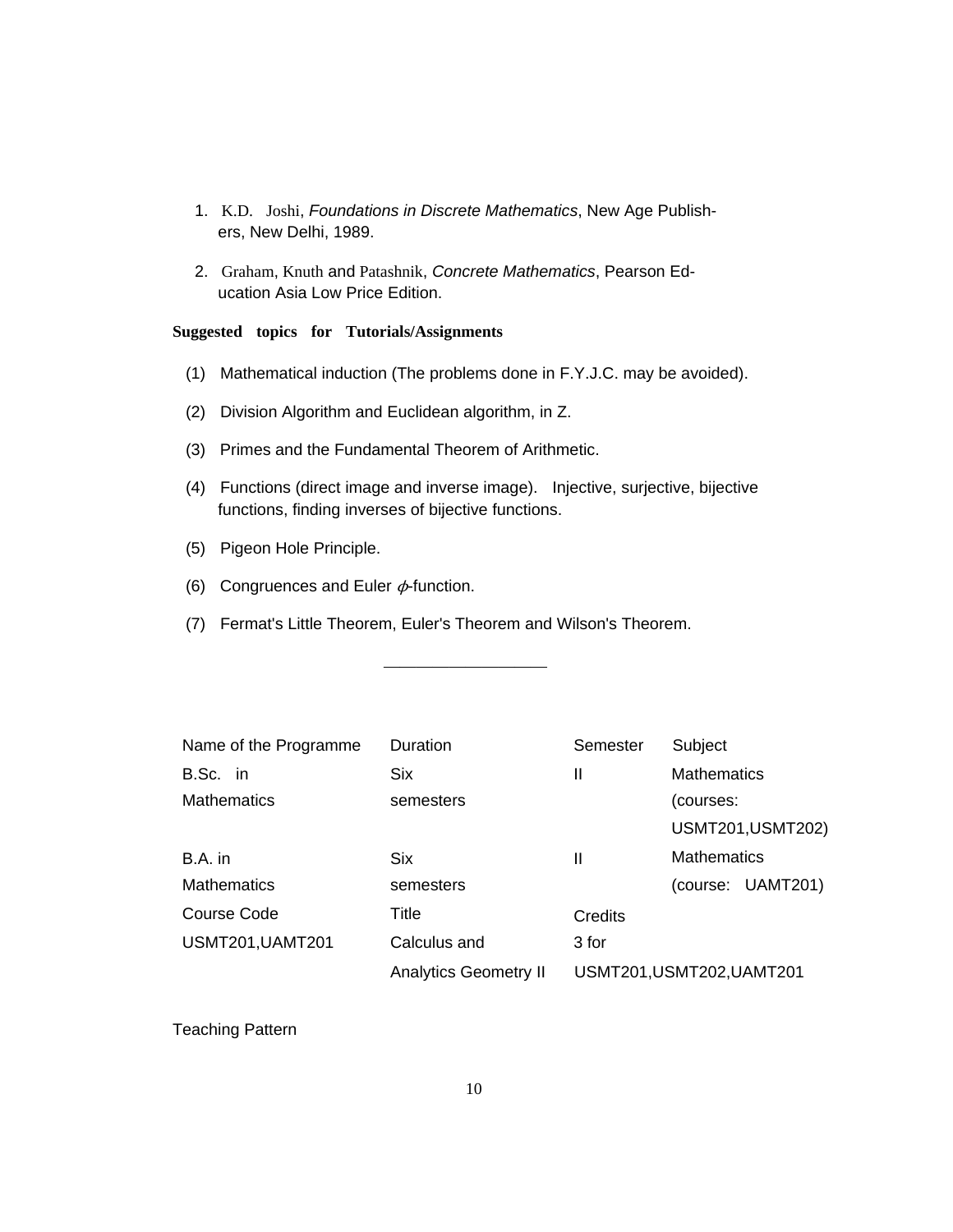1. K.D. Joshi, *Foundations in Discrete Mathematics*, New Age Publishers, New Delhi, 1989.

2. Graham, Knuth and Patashnik, *Concrete Mathematics*, Pearson Education Asia Low Price Edition.

**Suggested topics for Tutorials/Assignments**

(1) Mathematical induction (The problems done in F.Y.J.C. may be avoided).

(2) Division Algorithm and Euclidean algorithm, in Z.

(3) Primes and the Fundamental Theorem of Arithmetic.

(4) Functions (direct image and inverse image). Injective, surjective, bijective functions, finding inverses of bijective functions.

(5) Pigeon Hole Principle.

(6) Congruences and Euler $\phi$-function.

(7) Fermat's Little Theorem, Euler's Theorem and Wilson's Theorem.

---

| Name of the Programme | Duration | Semester | Subject |
|---|---|---|---|
| B.Sc. in Mathematics | Six semesters | II | Mathematics (courses: USMT201,USMT202) |
| B.A. in Mathematics | Six semesters | II | Mathematics (course: UAMT201) |
| Course Code | Title | Credits | |
| USMT201,UAMT201 | Calculus and Analytics Geometry II | 3 for USMT201,USMT202,UAMT201 | |

Teaching Pattern